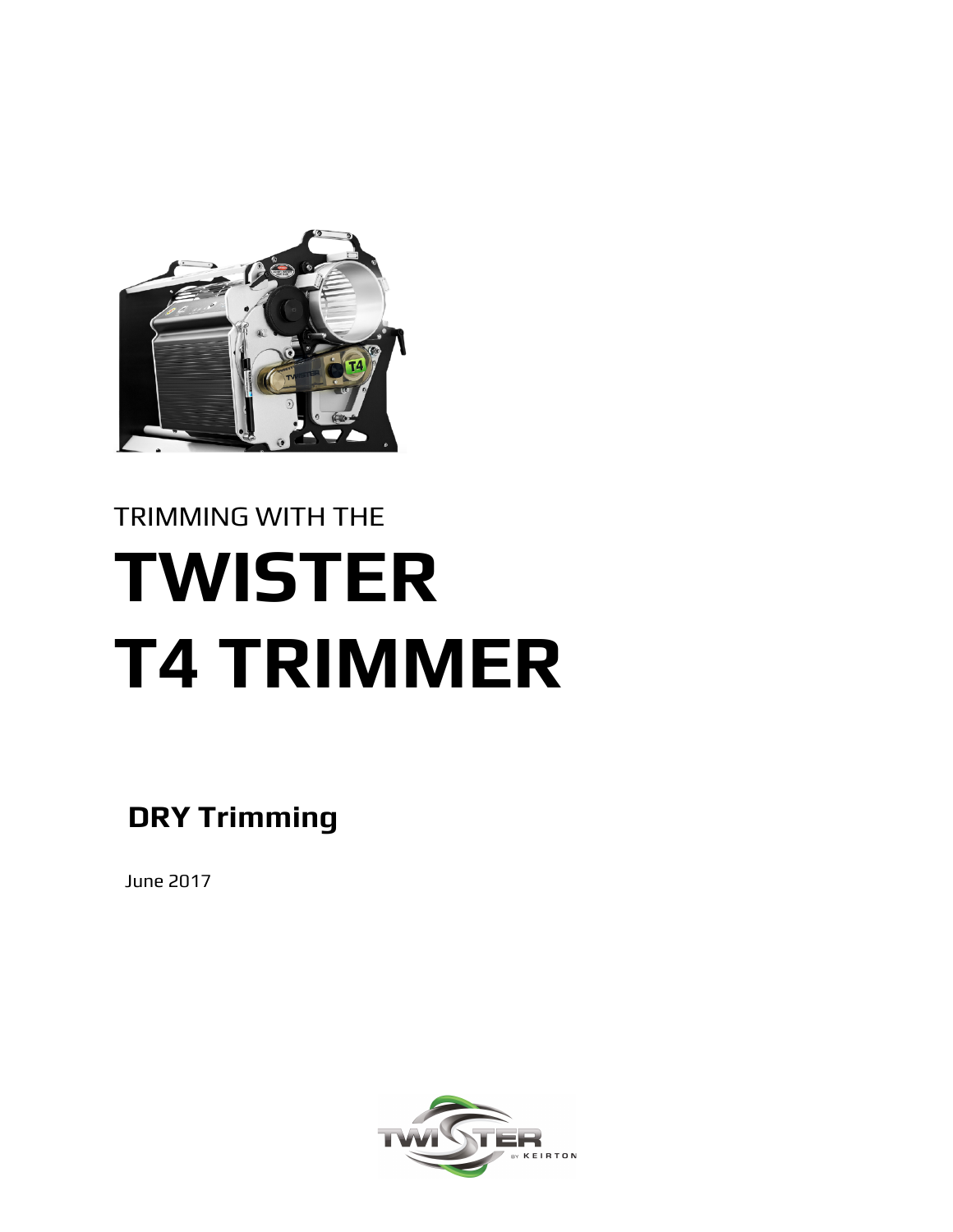TRIMMING WITH THE

# TWISTER T4 TRIMMER

## DRY Trimming

June 2017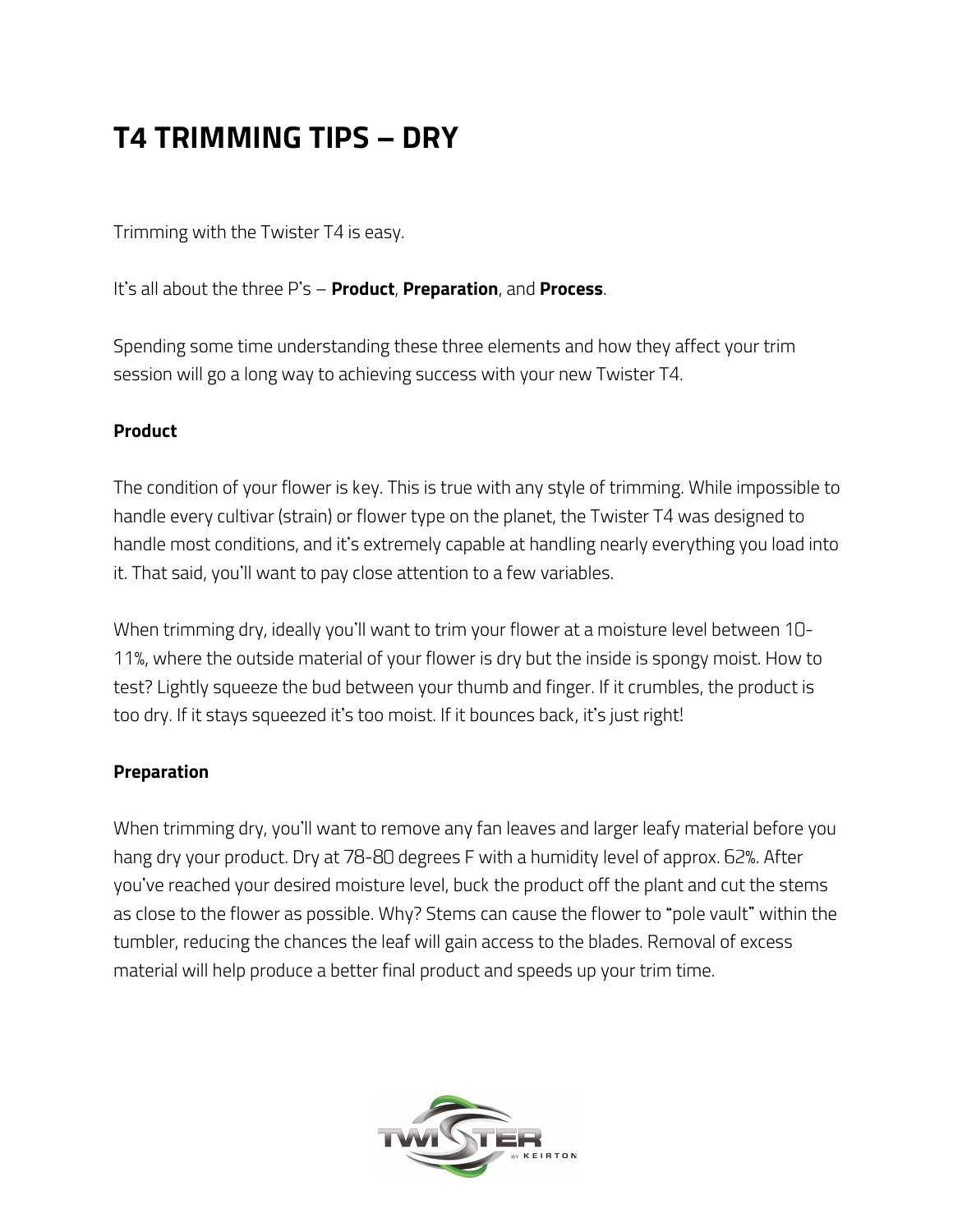# T4 TRIMMING TIPS – DRY

Trimming with the Twister T4 is easy.

It's all about the three P's – **Product**, **Preparation**, and **Process**.

Spending some time understanding these three elements and how they affect your trim session will go a long way to achieving success with your new Twister T4.

**Product**

The condition of your flower is key. This is true with any style of trimming. While impossible to handle every cultivar (strain) or flower type on the planet, the Twister T4 was designed to handle most conditions, and it's extremely capable at handling nearly everything you load into it. That said, you'll want to pay close attention to a few variables.

When trimming dry, ideally you'll want to trim your flower at a moisture level between 10-11%, where the outside material of your flower is dry but the inside is spongy moist. How to test? Lightly squeeze the bud between your thumb and finger. If it crumbles, the product is too dry. If it stays squeezed it's too moist. If it bounces back, it's just right!

**Preparation**

When trimming dry, you'll want to remove any fan leaves and larger leafy material before you hang dry your product. Dry at 78-80 degrees F with a humidity level of approx. 62%. After you've reached your desired moisture level, buck the product off the plant and cut the stems as close to the flower as possible. Why? Stems can cause the flower to "pole vault" within the tumbler, reducing the chances the leaf will gain access to the blades. Removal of excess material will help produce a better final product and speeds up your trim time.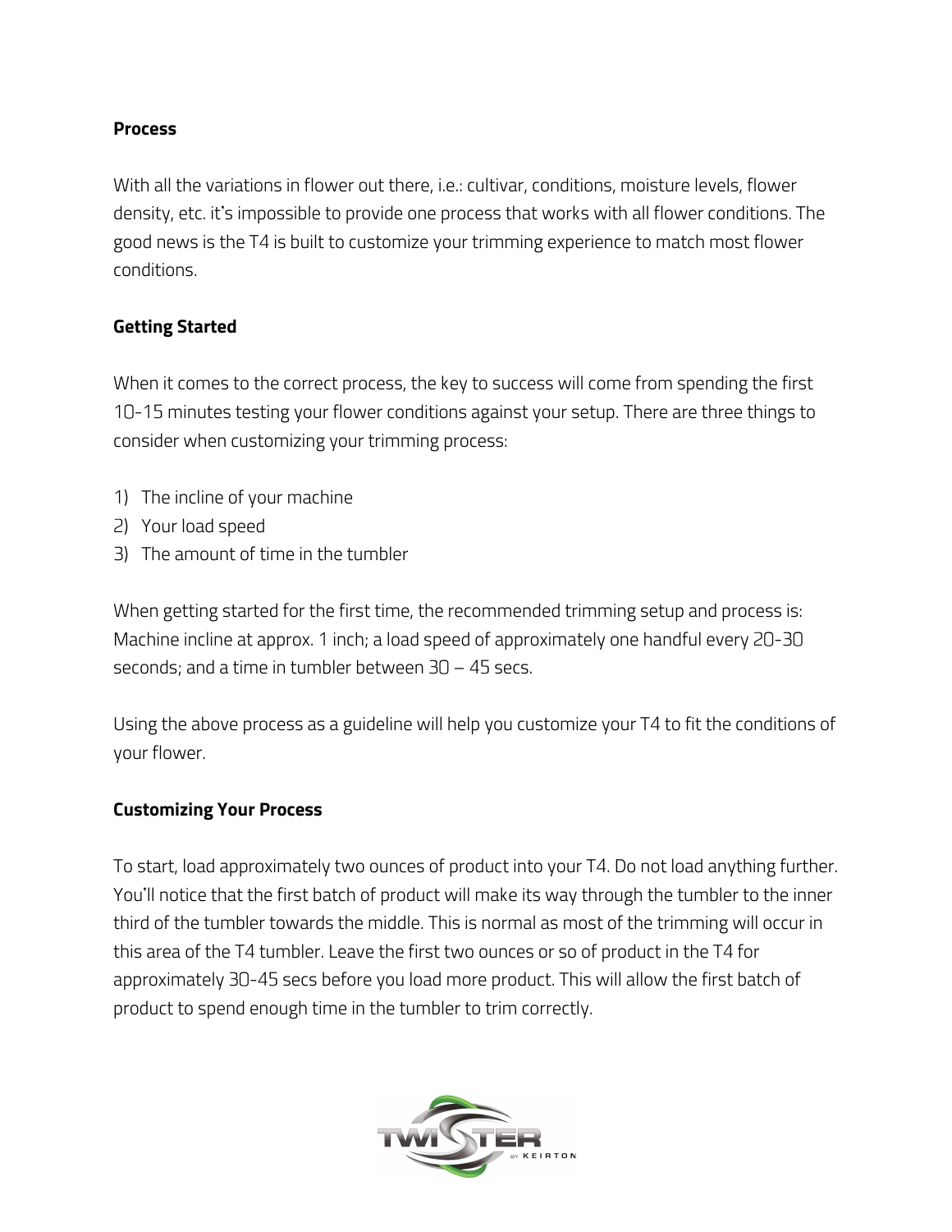**Process**

With all the variations in flower out there, i.e.: cultivar, conditions, moisture levels, flower density, etc. it's impossible to provide one process that works with all flower conditions. The good news is the T4 is built to customize your trimming experience to match most flower conditions.

**Getting Started**

When it comes to the correct process, the key to success will come from spending the first 10-15 minutes testing your flower conditions against your setup. There are three things to consider when customizing your trimming process:

1) The incline of your machine
2) Your load speed
3) The amount of time in the tumbler

When getting started for the first time, the recommended trimming setup and process is: Machine incline at approx. 1 inch; a load speed of approximately one handful every 20-30 seconds; and a time in tumbler between 30 – 45 secs.

Using the above process as a guideline will help you customize your T4 to fit the conditions of your flower.

**Customizing Your Process**

To start, load approximately two ounces of product into your T4. Do not load anything further. You'll notice that the first batch of product will make its way through the tumbler to the inner third of the tumbler towards the middle. This is normal as most of the trimming will occur in this area of the T4 tumbler. Leave the first two ounces or so of product in the T4 for approximately 30-45 secs before you load more product. This will allow the first batch of product to spend enough time in the tumbler to trim correctly.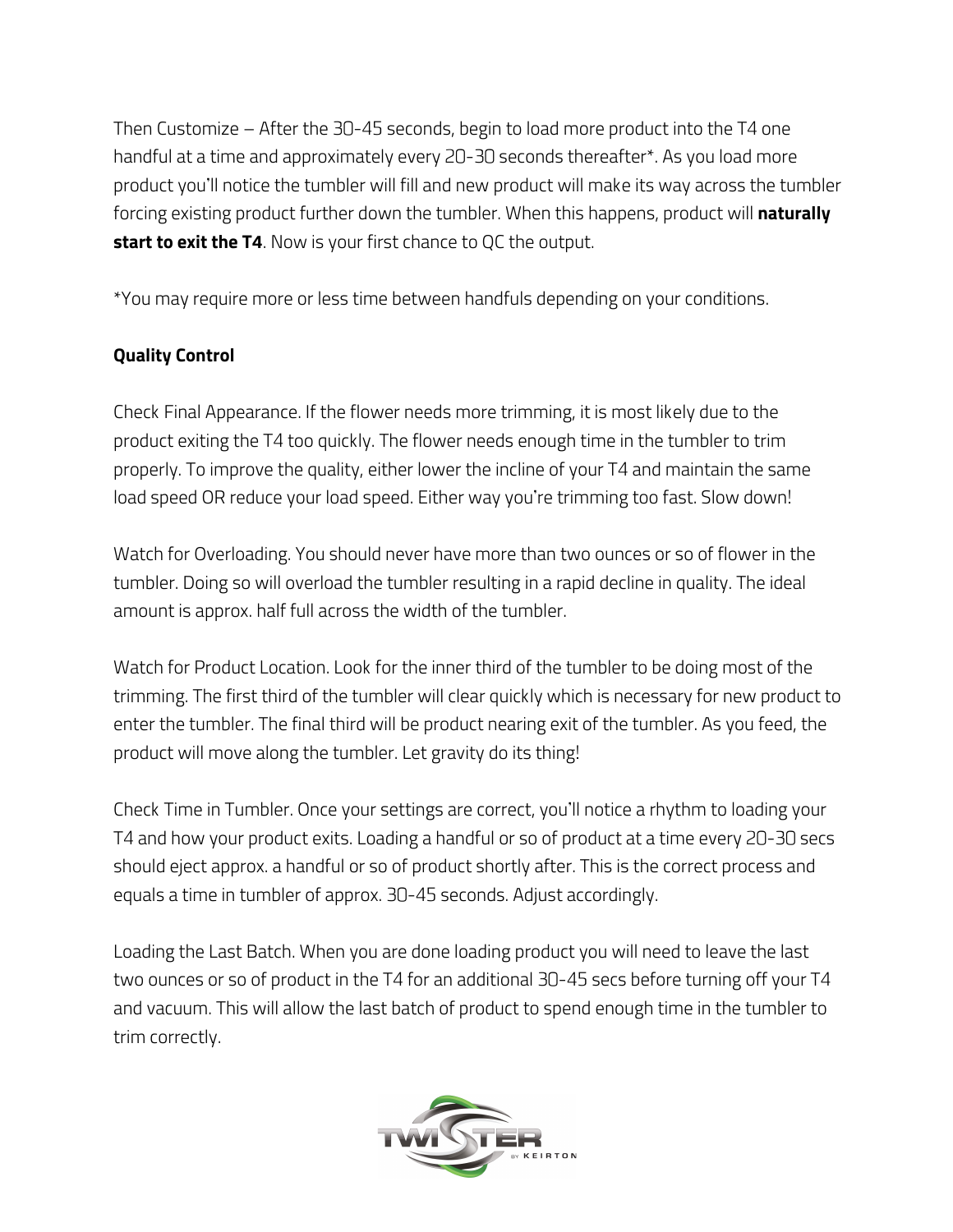Then Customize – After the 30-45 seconds, begin to load more product into the T4 one handful at a time and approximately every 20-30 seconds thereafter*. As you load more product you'll notice the tumbler will fill and new product will make its way across the tumbler forcing existing product further down the tumbler. When this happens, product will **naturally start to exit the T4**. Now is your first chance to QC the output.

*You may require more or less time between handfuls depending on your conditions.

**Quality Control**

Check Final Appearance. If the flower needs more trimming, it is most likely due to the product exiting the T4 too quickly. The flower needs enough time in the tumbler to trim properly. To improve the quality, either lower the incline of your T4 and maintain the same load speed OR reduce your load speed. Either way you're trimming too fast. Slow down!

Watch for Overloading. You should never have more than two ounces or so of flower in the tumbler. Doing so will overload the tumbler resulting in a rapid decline in quality. The ideal amount is approx. half full across the width of the tumbler.

Watch for Product Location. Look for the inner third of the tumbler to be doing most of the trimming. The first third of the tumbler will clear quickly which is necessary for new product to enter the tumbler. The final third will be product nearing exit of the tumbler. As you feed, the product will move along the tumbler. Let gravity do its thing!

Check Time in Tumbler. Once your settings are correct, you'll notice a rhythm to loading your T4 and how your product exits. Loading a handful or so of product at a time every 20-30 secs should eject approx. a handful or so of product shortly after. This is the correct process and equals a time in tumbler of approx. 30-45 seconds. Adjust accordingly.

Loading the Last Batch. When you are done loading product you will need to leave the last two ounces or so of product in the T4 for an additional 30-45 secs before turning off your T4 and vacuum. This will allow the last batch of product to spend enough time in the tumbler to trim correctly.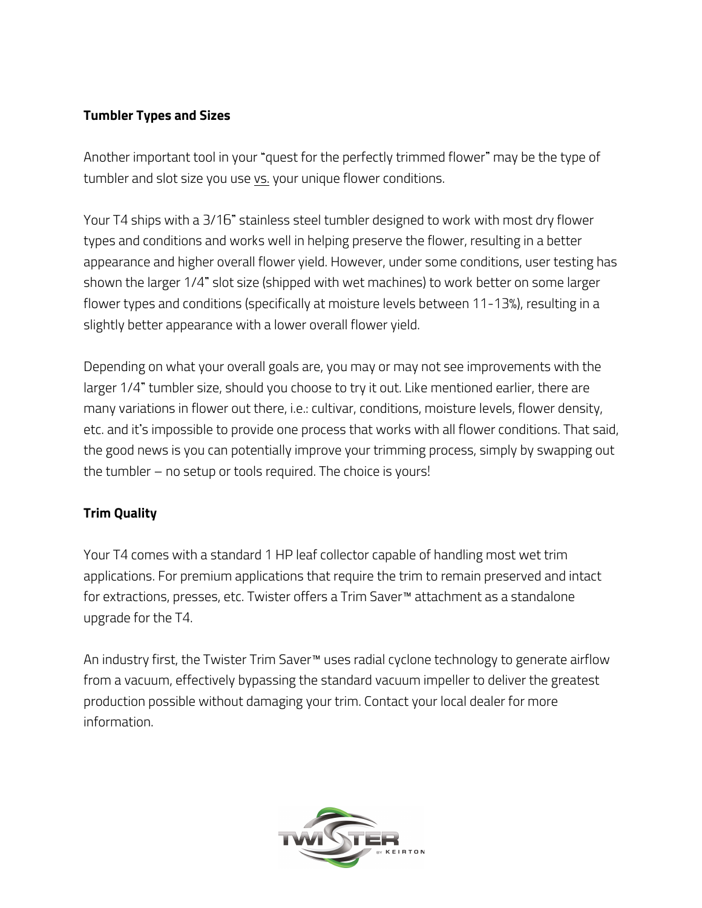**Tumbler Types and Sizes**

Another important tool in your "quest for the perfectly trimmed flower" may be the type of tumbler and slot size you use vs. your unique flower conditions.

Your T4 ships with a 3/16" stainless steel tumbler designed to work with most dry flower types and conditions and works well in helping preserve the flower, resulting in a better appearance and higher overall flower yield. However, under some conditions, user testing has shown the larger 1/4" slot size (shipped with wet machines) to work better on some larger flower types and conditions (specifically at moisture levels between 11-13%), resulting in a slightly better appearance with a lower overall flower yield.

Depending on what your overall goals are, you may or may not see improvements with the larger 1/4" tumbler size, should you choose to try it out. Like mentioned earlier, there are many variations in flower out there, i.e.: cultivar, conditions, moisture levels, flower density, etc. and it's impossible to provide one process that works with all flower conditions. That said, the good news is you can potentially improve your trimming process, simply by swapping out the tumbler – no setup or tools required. The choice is yours!

**Trim Quality**

Your T4 comes with a standard 1 HP leaf collector capable of handling most wet trim applications. For premium applications that require the trim to remain preserved and intact for extractions, presses, etc. Twister offers a Trim Saver™ attachment as a standalone upgrade for the T4.

An industry first, the Twister Trim Saver™ uses radial cyclone technology to generate airflow from a vacuum, effectively bypassing the standard vacuum impeller to deliver the greatest production possible without damaging your trim. Contact your local dealer for more information.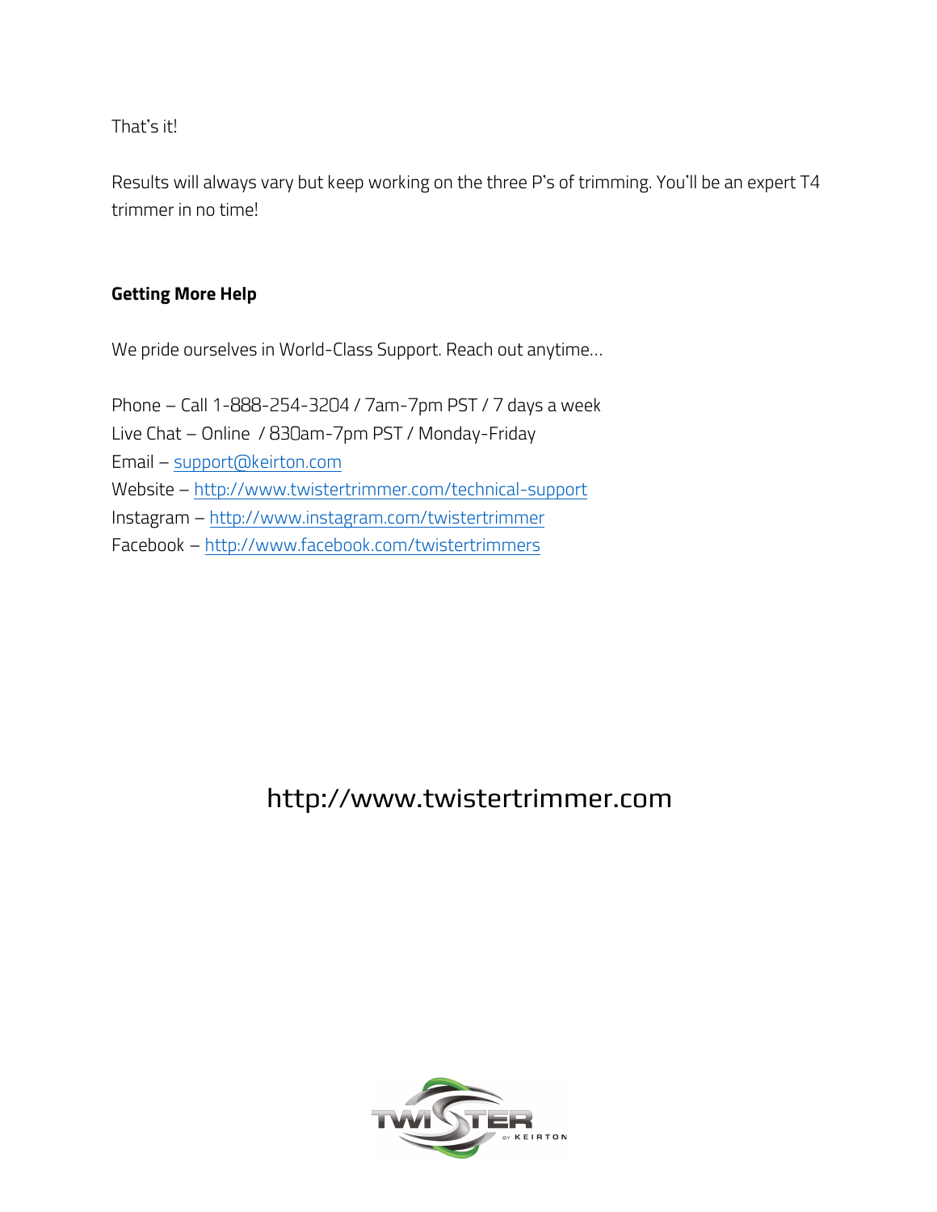That's it!

Results will always vary but keep working on the three P's of trimming. You'll be an expert T4 trimmer in no time!

**Getting More Help**

We pride ourselves in World-Class Support. Reach out anytime…

Phone – Call 1-888-254-3204 / 7am-7pm PST / 7 days a week
Live Chat – Online / 830am-7pm PST / Monday-Friday
Email – support@keirton.com
Website – http://www.twistertrimmer.com/technical-support
Instagram – http://www.instagram.com/twistertrimmer
Facebook – http://www.facebook.com/twistertrimmers

http://www.twistertrimmer.com